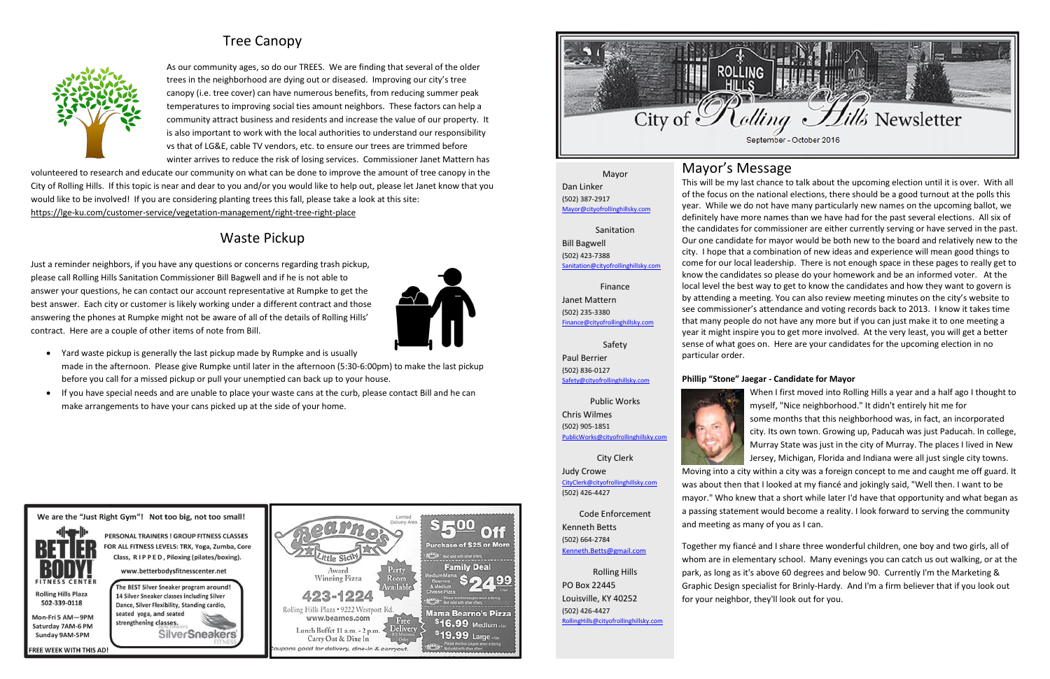## Tree Canopy

As our community ages, so do our TREES. We are finding that several of the older trees in the neighborhood are dying out or diseased. Improving our city's tree canopy (i.e. tree cover) can have numerous benefits, from reducing summer peak temperatures to improving social ties amount neighbors. These factors can help a community attract business and residents and increase the value of our property. It is also important to work with the local authorities to understand our responsibility vs that of LG&E, cable TV vendors, etc. to ensure our trees are trimmed before winter arrives to reduce the risk of losing services. Commissioner Janet Mattern has volunteered to research and educate our community on what can be done to improve the amount of tree canopy in the City of Rolling Hills. If this topic is near and dear to you and/or you would like to help out, please let Janet know that you would like to be involved! If you are considering planting trees this fall, please take a look at this site: https://lge-ku.com/customer-service/vegetation-management/right-tree-right-place

## Waste Pickup

Just a reminder neighbors, if you have any questions or concerns regarding trash pickup, please call Rolling Hills Sanitation Commissioner Bill Bagwell and if he is not able to answer your questions, he can contact our account representative at Rumpke to get the best answer. Each city or customer is likely working under a different contract and those answering the phones at Rumpke might not be aware of all of the details of Rolling Hills' contract. Here are a couple of other items of note from Bill.

- Yard waste pickup is generally the last pickup made by Rumpke and is usually made in the afternoon. Please give Rumpke until later in the afternoon (5:30-6:00pm) to make the last pickup before you call for a missed pickup or pull your unemptied can back up to your house.
- If you have special needs and are unable to place your waste cans at the curb, please contact Bill and he can make arrangements to have your cans picked up at the side of your home.

We are the "Just Right Gym"! Not too big, not too small!

**BETTER BODY! FITNESS CENTER**

PERSONAL TRAINERS ! GROUP FITNESS CLASSES FOR ALL FITNESS LEVELS: TRX, Yoga, Zumba, Core Class, R I P P E D, Piloxing (pilates/boxing).

www.betterbodysfitnesscenter.net

Rolling Hills Plaza 502-339-0118

Mon-Fri 5 AM—9PM
Saturday 7AM-6 PM
Sunday 9AM-5PM

The BEST Silver Sneaker program around! 14 Silver Sneaker classes including Silver Dance, Silver Flexibility, Standing cardio, seated yoga, and seated strengthening classes.

SilverSneakers FITNESS

FREE WEEK WITH THIS AD!

**Bearno's Little Sicily**

Award Winning Pizza

Party Room Available

423-1224

Rolling Hills Plaza • 9222 Westport Rd.
www.bearnos.com

Lunch Buffet 11 a.m. - 2 p.m.
Carry Out & Dine In

Free Delivery

Limited Delivery Area

$5.00 Off Purchase of $25 or More

Not valid with other offers.

Family Deal: Medium Mama Bearno's & Medium Cheese Pizza $24.99 +tax

Please mention coupon when ordering. Not valid with other offers.

Mama Bearno's Pizza: $16.99 Medium +tax, $19.99 Large +tax

Please mention coupon when ordering. Not valid with other offers.

Coupons good for delivery, dine-in & carryout.

# City of Rolling Hills Newsletter

September - October 2016

**Mayor**
Dan Linker
(502) 387-2917
Mayor@cityofrollinghillsky.com

**Sanitation**
Bill Bagwell
(502) 423-7388
Sanitation@cityofrollinghillsky.com

**Finance**
Janet Mattern
(502) 235-3380
Finance@cityofrollinghillsky.com

**Safety**
Paul Berrier
(502) 836-0127
Safety@cityofrollinghillsky.com

**Public Works**
Chris Wilmes
(502) 905-1851
PublicWorks@cityofrollinghillsky.com

**City Clerk**
Judy Crowe
CityClerk@cityofrollinghillsky.com
(502) 426-4427

**Code Enforcement**
Kenneth Betts
(502) 664-2784
Kenneth.Betts@gmail.com

**Rolling Hills**
PO Box 22445
Louisville, KY 40252
(502) 426-4427
RollingHills@cityofrollinghillsky.com

## Mayor's Message

This will be my last chance to talk about the upcoming election until it is over. With all of the focus on the national elections, there should be a good turnout at the polls this year. While we do not have many particularly new names on the upcoming ballot, we definitely have more names than we have had for the past several elections. All six of the candidates for commissioner are either currently serving or have served in the past. Our one candidate for mayor would be both new to the board and relatively new to the city. I hope that a combination of new ideas and experience will mean good things to come for our local leadership. There is not enough space in these pages to really get to know the candidates so please do your homework and be an informed voter. At the local level the best way to get to know the candidates and how they want to govern is by attending a meeting. You can also review meeting minutes on the city's website to see commissioner's attendance and voting records back to 2013. I know it takes time that many people do not have any more but if you can just make it to one meeting a year it might inspire you to get more involved. At the very least, you will get a better sense of what goes on. Here are your candidates for the upcoming election in no particular order.

**Phillip "Stone" Jaegar - Candidate for Mayor**

When I first moved into Rolling Hills a year and a half ago I thought to myself, "Nice neighborhood." It didn't entirely hit me for some months that this neighborhood was, in fact, an incorporated city. Its own town. Growing up, Paducah was just Paducah. In college, Murray State was just in the city of Murray. The places I lived in New Jersey, Michigan, Florida and Indiana were all just single city towns. Moving into a city within a city was a foreign concept to me and caught me off guard. It was about then that I looked at my fiancé and jokingly said, "Well then. I want to be mayor." Who knew that a short while later I'd have that opportunity and what began as a passing statement would become a reality. I look forward to serving the community and meeting as many of you as I can.

Together my fiancé and I share three wonderful children, one boy and two girls, all of whom are in elementary school. Many evenings you can catch us out walking, or at the park, as long as it's above 60 degrees and below 90. Currently I'm the Marketing & Graphic Design specialist for Brinly-Hardy. And I'm a firm believer that if you look out for your neighbor, they'll look out for you.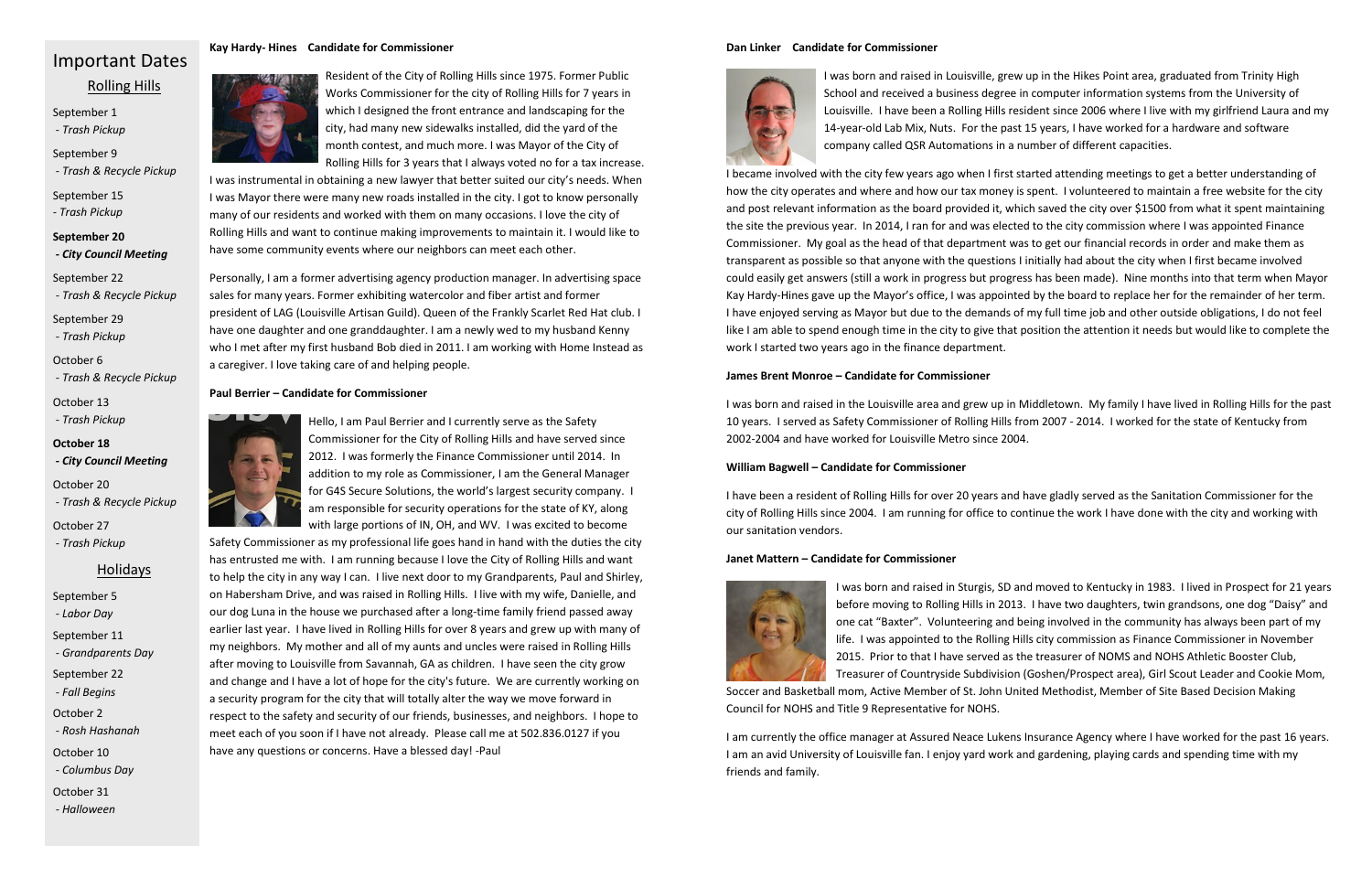# Important Dates

## Rolling Hills

September 1
*- Trash Pickup*

September 9
*- Trash & Recycle Pickup*

September 15
*- Trash Pickup*

**September 20**
***- City Council Meeting***

September 22
*- Trash & Recycle Pickup*

September 29
*- Trash Pickup*

October 6
*- Trash & Recycle Pickup*

October 13
*- Trash Pickup*

**October 18**
***- City Council Meeting***

October 20
*- Trash & Recycle Pickup*

October 27
*- Trash Pickup*

## Holidays

September 5
*- Labor Day*

September 11
*- Grandparents Day*

September 22
*- Fall Begins*

October 2
*- Rosh Hashanah*

October 10
*- Columbus Day*

October 31
*- Halloween*

**Kay Hardy- Hines Candidate for Commissioner**

Resident of the City of Rolling Hills since 1975. Former Public Works Commissioner for the city of Rolling Hills for 7 years in which I designed the front entrance and landscaping for the city, had many new sidewalks installed, did the yard of the month contest, and much more. I was Mayor of the City of Rolling Hills for 3 years that I always voted no for a tax increase. I was instrumental in obtaining a new lawyer that better suited our city's needs. When I was Mayor there were many new roads installed in the city. I got to know personally many of our residents and worked with them on many occasions. I love the city of Rolling Hills and want to continue making improvements to maintain it. I would like to have some community events where our neighbors can meet each other.

Personally, I am a former advertising agency production manager. In advertising space sales for many years. Former exhibiting watercolor and fiber artist and former president of LAG (Louisville Artisan Guild). Queen of the Frankly Scarlet Red Hat club. I have one daughter and one granddaughter. I am a newly wed to my husband Kenny who I met after my first husband Bob died in 2011. I am working with Home Instead as a caregiver. I love taking care of and helping people.

**Paul Berrier – Candidate for Commissioner**

Hello, I am Paul Berrier and I currently serve as the Safety Commissioner for the City of Rolling Hills and have served since 2012. I was formerly the Finance Commissioner until 2014. In addition to my role as Commissioner, I am the General Manager for G4S Secure Solutions, the world's largest security company. I am responsible for security operations for the state of KY, along with large portions of IN, OH, and WV. I was excited to become Safety Commissioner as my professional life goes hand in hand with the duties the city has entrusted me with. I am running because I love the City of Rolling Hills and want to help the city in any way I can. I live next door to my Grandparents, Paul and Shirley, on Habersham Drive, and was raised in Rolling Hills. I live with my wife, Danielle, and our dog Luna in the house we purchased after a long-time family friend passed away earlier last year. I have lived in Rolling Hills for over 8 years and grew up with many of my neighbors. My mother and all of my aunts and uncles were raised in Rolling Hills after moving to Louisville from Savannah, GA as children. I have seen the city grow and change and I have a lot of hope for the city's future. We are currently working on a security program for the city that will totally alter the way we move forward in respect to the safety and security of our friends, businesses, and neighbors. I hope to meet each of you soon if I have not already. Please call me at 502.836.0127 if you have any questions or concerns. Have a blessed day! -Paul

**Dan Linker Candidate for Commissioner**

I was born and raised in Louisville, grew up in the Hikes Point area, graduated from Trinity High School and received a business degree in computer information systems from the University of Louisville. I have been a Rolling Hills resident since 2006 where I live with my girlfriend Laura and my 14-year-old Lab Mix, Nuts. For the past 15 years, I have worked for a hardware and software company called QSR Automations in a number of different capacities.

I became involved with the city few years ago when I first started attending meetings to get a better understanding of how the city operates and where and how our tax money is spent. I volunteered to maintain a free website for the city and post relevant information as the board provided it, which saved the city over $1500 from what it spent maintaining the site the previous year. In 2014, I ran for and was elected to the city commission where I was appointed Finance Commissioner. My goal as the head of that department was to get our financial records in order and make them as transparent as possible so that anyone with the questions I initially had about the city when I first became involved could easily get answers (still a work in progress but progress has been made). Nine months into that term when Mayor Kay Hardy-Hines gave up the Mayor's office, I was appointed by the board to replace her for the remainder of her term. I have enjoyed serving as Mayor but due to the demands of my full time job and other outside obligations, I do not feel like I am able to spend enough time in the city to give that position the attention it needs but would like to complete the work I started two years ago in the finance department.

**James Brent Monroe – Candidate for Commissioner**

I was born and raised in the Louisville area and grew up in Middletown. My family I have lived in Rolling Hills for the past 10 years. I served as Safety Commissioner of Rolling Hills from 2007 - 2014. I worked for the state of Kentucky from 2002-2004 and have worked for Louisville Metro since 2004.

**William Bagwell – Candidate for Commissioner**

I have been a resident of Rolling Hills for over 20 years and have gladly served as the Sanitation Commissioner for the city of Rolling Hills since 2004. I am running for office to continue the work I have done with the city and working with our sanitation vendors.

**Janet Mattern – Candidate for Commissioner**

I was born and raised in Sturgis, SD and moved to Kentucky in 1983. I lived in Prospect for 21 years before moving to Rolling Hills in 2013. I have two daughters, twin grandsons, one dog "Daisy" and one cat "Baxter". Volunteering and being involved in the community has always been part of my life. I was appointed to the Rolling Hills city commission as Finance Commissioner in November 2015. Prior to that I have served as the treasurer of NOMS and NOHS Athletic Booster Club, Treasurer of Countryside Subdivision (Goshen/Prospect area), Girl Scout Leader and Cookie Mom, Soccer and Basketball mom, Active Member of St. John United Methodist, Member of Site Based Decision Making Council for NOHS and Title 9 Representative for NOHS.

I am currently the office manager at Assured Neace Lukens Insurance Agency where I have worked for the past 16 years. I am an avid University of Louisville fan. I enjoy yard work and gardening, playing cards and spending time with my friends and family.